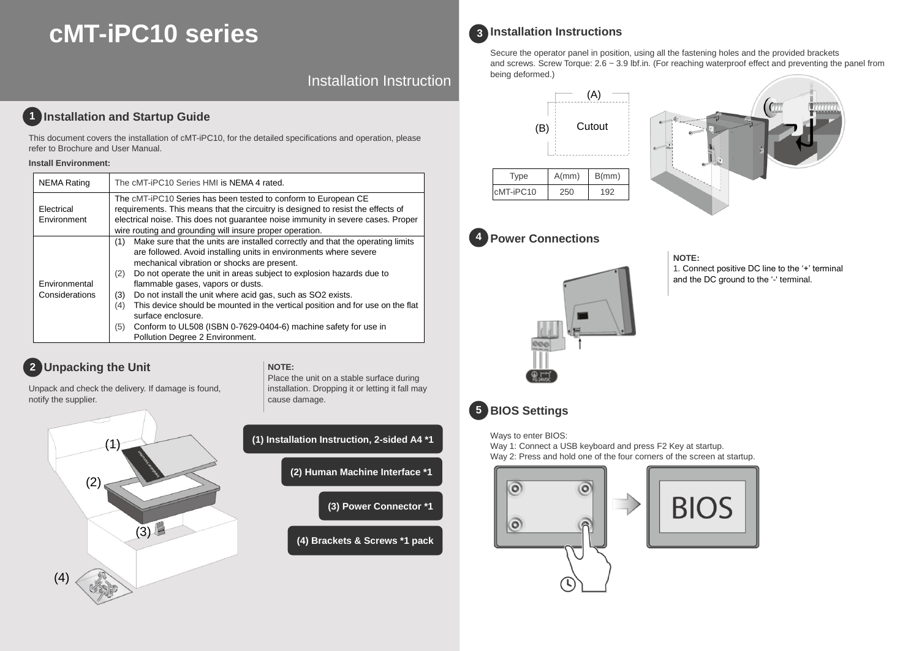# cMT-iPC10 series

Installation Instruction

## 1 Installation and Startup Guide

This document covers the installation of cMT-iPC10, for the detailed specifications and operation, please refer to Brochure and User Manual.

**Install Environment:**

| NEMA Rating | The cMT-iPC10 Series HMI is NEMA 4 rated. |
|---|---|
| Electrical Environment | The cMT-iPC10 Series has been tested to conform to European CE requirements. This means that the circuitry is designed to resist the effects of electrical noise. This does not guarantee noise immunity in severe cases. Proper wire routing and grounding will insure proper operation. |
| Environmental Considerations | (1) Make sure that the units are installed correctly and that the operating limits are followed. Avoid installing units in environments where severe mechanical vibration or shocks are present.<br>(2) Do not operate the unit in areas subject to explosion hazards due to flammable gases, vapors or dusts.<br>(3) Do not install the unit where acid gas, such as SO2 exists.<br>(4) This device should be mounted in the vertical position and for use on the flat surface enclosure.<br>(5) Conform to UL508 (ISBN 0-7629-0404-6) machine safety for use in Pollution Degree 2 Environment. |

## 2 Unpacking the Unit

Unpack and check the delivery. If damage is found, notify the supplier.

**NOTE:**
Place the unit on a stable surface during installation. Dropping it or letting it fall may cause damage.

(1) Installation Instruction, 2-sided A4 *1

(2) Human Machine Interface *1

(3) Power Connector *1

(4) Brackets & Screws *1 pack

## 3 Installation Instructions

Secure the operator panel in position, using all the fastening holes and the provided brackets and screws. Screw Torque: 2.6 ~ 3.9 lbf.in. (For reaching waterproof effect and preventing the panel from being deformed.)

| Type | A(mm) | B(mm) |
|---|---|---|
| cMT-iPC10 | 250 | 192 |

## 4 Power Connections

**NOTE:**
1. Connect positive DC line to the '+' terminal and the DC ground to the '-' terminal.

## 5 BIOS Settings

Ways to enter BIOS:
Way 1: Connect a USB keyboard and press F2 Key at startup.
Way 2: Press and hold one of the four corners of the screen at startup.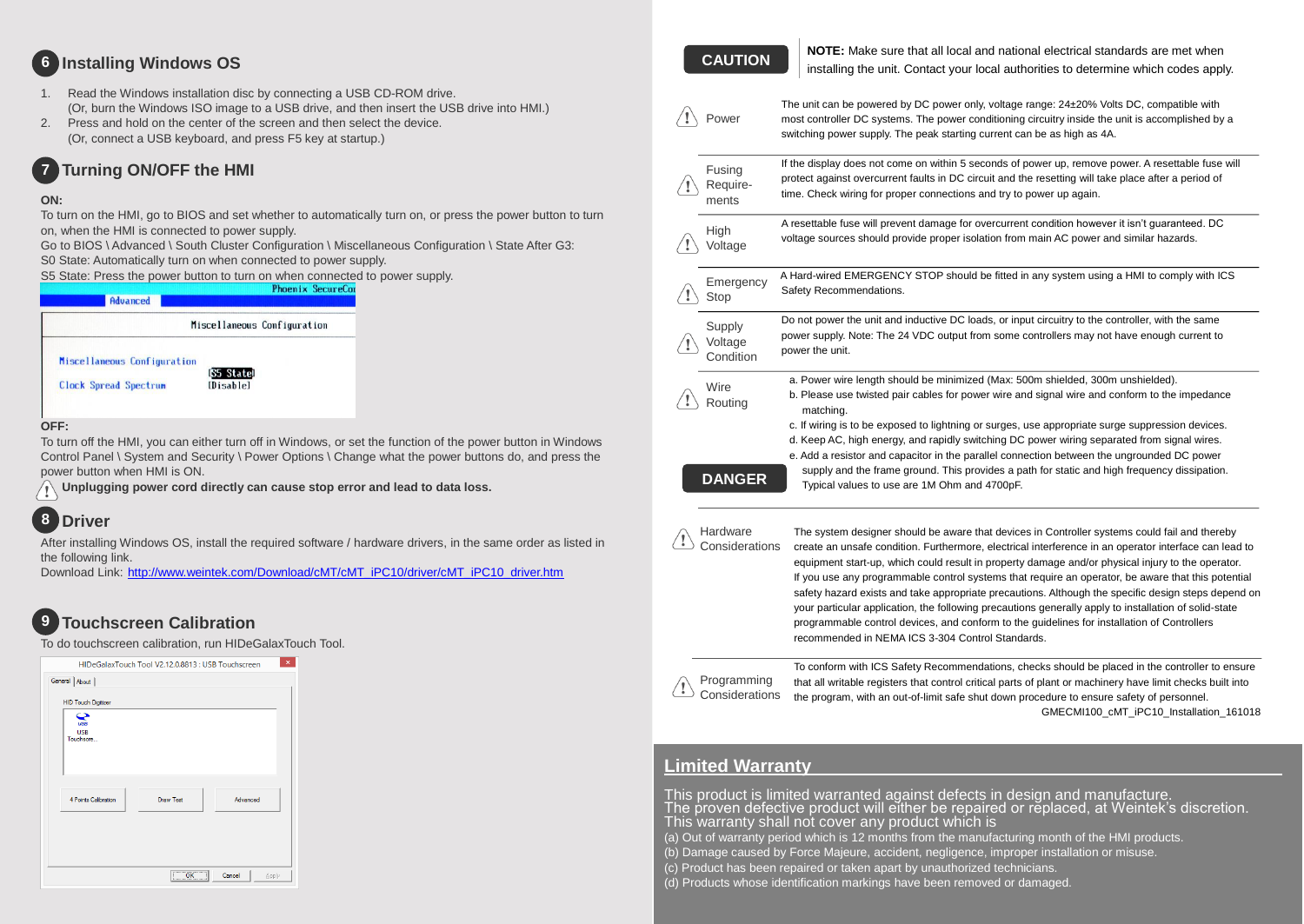## 6 Installing Windows OS

1. Read the Windows installation disc by connecting a USB CD-ROM drive.
   (Or, burn the Windows ISO image to a USB drive, and then insert the USB drive into HMI.)
2. Press and hold on the center of the screen and then select the device.
   (Or, connect a USB keyboard, and press F5 key at startup.)

## 7 Turning ON/OFF the HMI

**ON:**

To turn on the HMI, go to BIOS and set whether to automatically turn on, or press the power button to turn on, when the HMI is connected to power supply.
Go to BIOS \ Advanced \ South Cluster Configuration \ Miscellaneous Configuration \ State After G3:
S0 State: Automatically turn on when connected to power supply.
S5 State: Press the power button to turn on when connected to power supply.

Phoenix SecureCo
Advanced
Miscellaneous Configuration
Miscellaneous Configuration [S5 State]
Clock Spread Spectrum [Disable]

**OFF:**

To turn off the HMI, you can either turn off in Windows, or set the function of the power button in Windows Control Panel \ System and Security \ Power Options \ Change what the power buttons do, and press the power button when HMI is ON.

**Unplugging power cord directly can cause stop error and lead to data loss.**

## 8 Driver

After installing Windows OS, install the required software / hardware drivers, in the same order as listed in the following link.
Download Link: http://www.weintek.com/Download/cMT/cMT_iPC10/driver/cMT_iPC10_driver.htm

## 9 Touchscreen Calibration

To do touchscreen calibration, run HIDeGalaxTouch Tool.

HIDeGalaxTouch Tool V2.12.0.8813 : USB Touchscreen
General | About
HID Touch Digitizer
USB Touchscre...
4 Points Calibration | Draw Test | Advanced
OK | Cancel | Apply

**CAUTION**

**NOTE:** Make sure that all local and national electrical standards are met when installing the unit. Contact your local authorities to determine which codes apply.

| | |
|---|---|
| Power | The unit can be powered by DC power only, voltage range: 24±20% Volts DC, compatible with most controller DC systems. The power conditioning circuitry inside the unit is accomplished by a switching power supply. The peak starting current can be as high as 4A. |
| Fusing Requirements | If the display does not come on within 5 seconds of power up, remove power. A resettable fuse will protect against overcurrent faults in DC circuit and the resetting will take place after a period of time. Check wiring for proper connections and try to power up again. |
| High Voltage | A resettable fuse will prevent damage for overcurrent condition however it isn't guaranteed. DC voltage sources should provide proper isolation from main AC power and similar hazards. |
| Emergency Stop | A Hard-wired EMERGENCY STOP should be fitted in any system using a HMI to comply with ICS Safety Recommendations. |
| Supply Voltage Condition | Do not power the unit and inductive DC loads, or input circuitry to the controller, with the same power supply. Note: The 24 VDC output from some controllers may not have enough current to power the unit. |
| Wire Routing | a. Power wire length should be minimized (Max: 500m shielded, 300m unshielded).<br>b. Please use twisted pair cables for power wire and signal wire and conform to the impedance matching.<br>c. If wiring is to be exposed to lightning or surges, use appropriate surge suppression devices.<br>d. Keep AC, high energy, and rapidly switching DC power wiring separated from signal wires.<br>e. Add a resistor and capacitor in the parallel connection between the ungrounded DC power supply and the frame ground. This provides a path for static and high frequency dissipation. Typical values to use are 1M Ohm and 4700pF. |

**DANGER**

| | |
|---|---|
| Hardware Considerations | The system designer should be aware that devices in Controller systems could fail and thereby create an unsafe condition. Furthermore, electrical interference in an operator interface can lead to equipment start-up, which could result in property damage and/or physical injury to the operator.<br>If you use any programmable control systems that require an operator, be aware that this potential safety hazard exists and take appropriate precautions. Although the specific design steps depend on your particular application, the following precautions generally apply to installation of solid-state programmable control devices, and conform to the guidelines for installation of Controllers recommended in NEMA ICS 3-304 Control Standards. |
| Programming Considerations | To conform with ICS Safety Recommendations, checks should be placed in the controller to ensure that all writable registers that control critical parts of plant or machinery have limit checks built into the program, with an out-of-limit safe shut down procedure to ensure safety of personnel. |

GMECMI100_cMT_iPC10_Installation_161018

## Limited Warranty

This product is limited warranted against defects in design and manufacture.
The proven defective product will either be repaired or replaced, at Weintek's discretion.
This warranty shall not cover any product which is

(a) Out of warranty period which is 12 months from the manufacturing month of the HMI products.
(b) Damage caused by Force Majeure, accident, negligence, improper installation or misuse.
(c) Product has been repaired or taken apart by unauthorized technicians.
(d) Products whose identification markings have been removed or damaged.